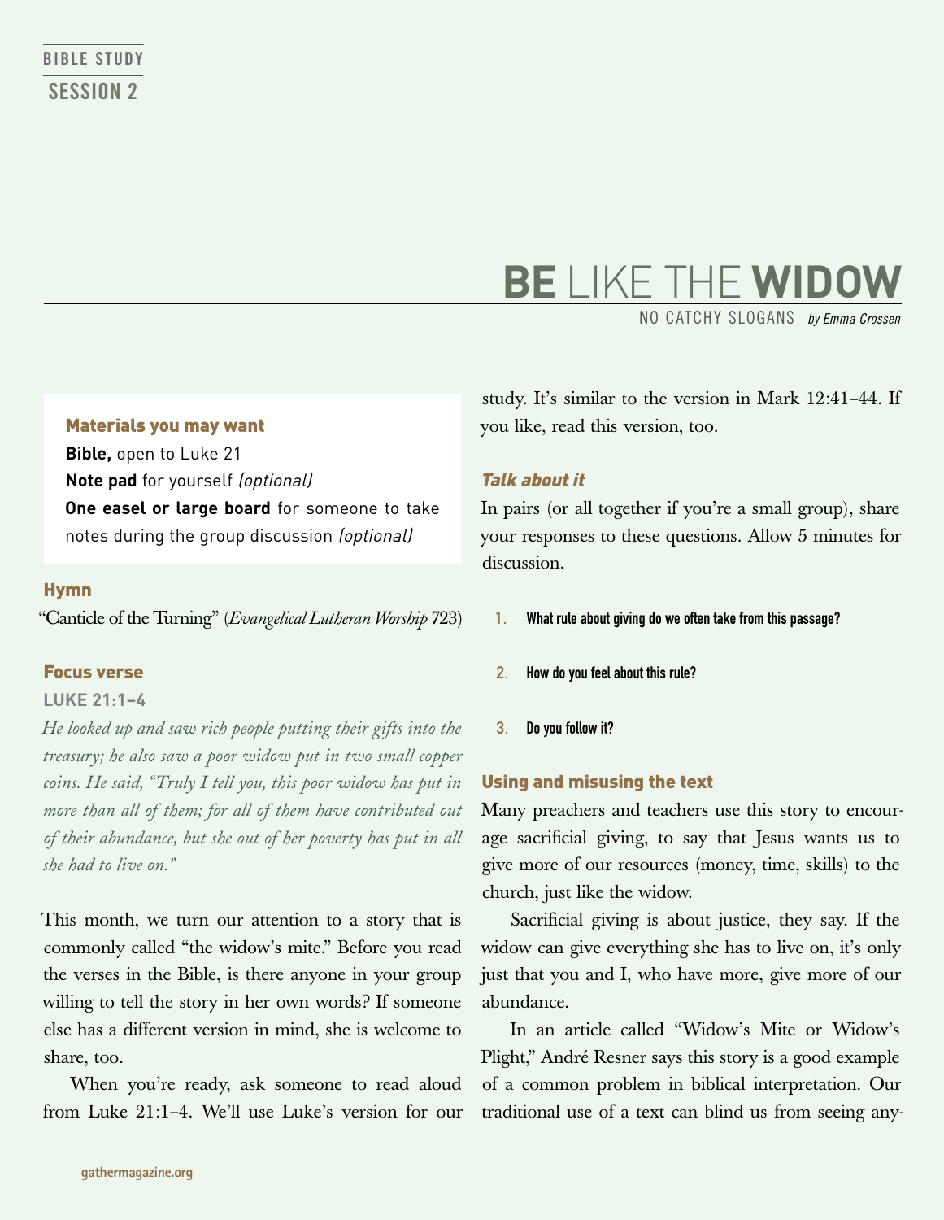BIBLE STUDY

SESSION 2

# BE LIKE THE WIDOW

NO CATCHY SLOGANS *by Emma Crossen*

**Materials you may want**

**Bible,** open to Luke 21

**Note pad** for yourself *(optional)*

**One easel or large board** for someone to take notes during the group discussion *(optional)*

## Hymn

"Canticle of the Turning" (*Evangelical Lutheran Worship* 723)

## Focus verse

**LUKE 21:1–4**

*He looked up and saw rich people putting their gifts into the treasury; he also saw a poor widow put in two small copper coins. He said, "Truly I tell you, this poor widow has put in more than all of them; for all of them have contributed out of their abundance, but she out of her poverty has put in all she had to live on."*

This month, we turn our attention to a story that is commonly called "the widow's mite." Before you read the verses in the Bible, is there anyone in your group willing to tell the story in her own words? If someone else has a different version in mind, she is welcome to share, too.

When you're ready, ask someone to read aloud from Luke 21:1–4. We'll use Luke's version for our study. It's similar to the version in Mark 12:41–44. If you like, read this version, too.

### *Talk about it*

In pairs (or all together if you're a small group), share your responses to these questions. Allow 5 minutes for discussion.

1. **What rule about giving do we often take from this passage?**
2. **How do you feel about this rule?**
3. **Do you follow it?**

## Using and misusing the text

Many preachers and teachers use this story to encourage sacrificial giving, to say that Jesus wants us to give more of our resources (money, time, skills) to the church, just like the widow.

Sacrificial giving is about justice, they say. If the widow can give everything she has to live on, it's only just that you and I, who have more, give more of our abundance.

In an article called "Widow's Mite or Widow's Plight," André Resner says this story is a good example of a common problem in biblical interpretation. Our traditional use of a text can blind us from seeing any-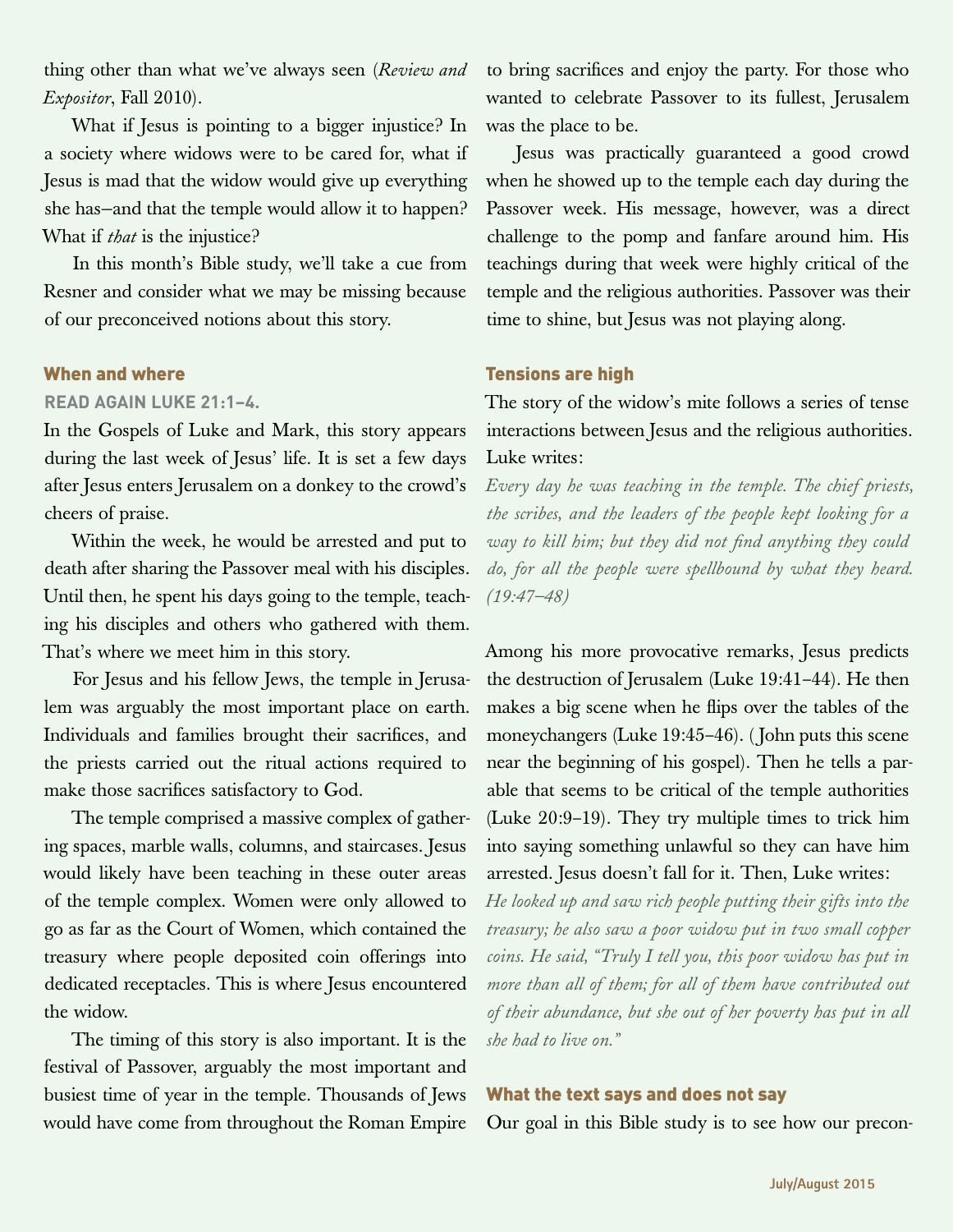thing other than what we've always seen (*Review and Expositor*, Fall 2010).

What if Jesus is pointing to a bigger injustice? In a society where widows were to be cared for, what if Jesus is mad that the widow would give up everything she has–and that the temple would allow it to happen? What if *that* is the injustice?

In this month's Bible study, we'll take a cue from Resner and consider what we may be missing because of our preconceived notions about this story.

## When and where

**READ AGAIN LUKE 21:1–4.**

In the Gospels of Luke and Mark, this story appears during the last week of Jesus' life. It is set a few days after Jesus enters Jerusalem on a donkey to the crowd's cheers of praise.

Within the week, he would be arrested and put to death after sharing the Passover meal with his disciples. Until then, he spent his days going to the temple, teaching his disciples and others who gathered with them. That's where we meet him in this story.

For Jesus and his fellow Jews, the temple in Jerusalem was arguably the most important place on earth. Individuals and families brought their sacrifices, and the priests carried out the ritual actions required to make those sacrifices satisfactory to God.

The temple comprised a massive complex of gathering spaces, marble walls, columns, and staircases. Jesus would likely have been teaching in these outer areas of the temple complex. Women were only allowed to go as far as the Court of Women, which contained the treasury where people deposited coin offerings into dedicated receptacles. This is where Jesus encountered the widow.

The timing of this story is also important. It is the festival of Passover, arguably the most important and busiest time of year in the temple. Thousands of Jews would have come from throughout the Roman Empire to bring sacrifices and enjoy the party. For those who wanted to celebrate Passover to its fullest, Jerusalem was the place to be.

Jesus was practically guaranteed a good crowd when he showed up to the temple each day during the Passover week. His message, however, was a direct challenge to the pomp and fanfare around him. His teachings during that week were highly critical of the temple and the religious authorities. Passover was their time to shine, but Jesus was not playing along.

## Tensions are high

The story of the widow's mite follows a series of tense interactions between Jesus and the religious authorities. Luke writes:

*Every day he was teaching in the temple. The chief priests, the scribes, and the leaders of the people kept looking for a way to kill him; but they did not find anything they could do, for all the people were spellbound by what they heard. (19:47–48)*

Among his more provocative remarks, Jesus predicts the destruction of Jerusalem (Luke 19:41–44). He then makes a big scene when he flips over the tables of the moneychangers (Luke 19:45–46). (John puts this scene near the beginning of his gospel). Then he tells a parable that seems to be critical of the temple authorities (Luke 20:9–19). They try multiple times to trick him into saying something unlawful so they can have him arrested. Jesus doesn't fall for it. Then, Luke writes:

*He looked up and saw rich people putting their gifts into the treasury; he also saw a poor widow put in two small copper coins. He said, "Truly I tell you, this poor widow has put in more than all of them; for all of them have contributed out of their abundance, but she out of her poverty has put in all she had to live on."*

## What the text says and does not say

Our goal in this Bible study is to see how our precon-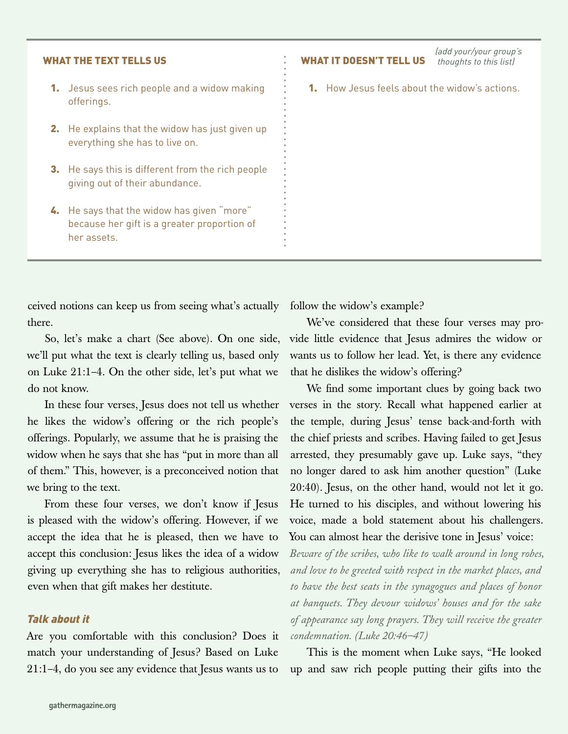**WHAT THE TEXT TELLS US**

1. Jesus sees rich people and a widow making offerings.
2. He explains that the widow has just given up everything she has to live on.
3. He says this is different from the rich people giving out of their abundance.
4. He says that the widow has given "more" because her gift is a greater proportion of her assets.

**WHAT IT DOESN'T TELL US** *(add your/your group's thoughts to this list)*

1. How Jesus feels about the widow's actions.

ceived notions can keep us from seeing what's actually there.

So, let's make a chart (See above). On one side, we'll put what the text is clearly telling us, based only on Luke 21:1–4. On the other side, let's put what we do not know.

In these four verses, Jesus does not tell us whether he likes the widow's offering or the rich people's offerings. Popularly, we assume that he is praising the widow when he says that she has "put in more than all of them." This, however, is a preconceived notion that we bring to the text.

From these four verses, we don't know if Jesus is pleased with the widow's offering. However, if we accept the idea that he is pleased, then we have to accept this conclusion: Jesus likes the idea of a widow giving up everything she has to religious authorities, even when that gift makes her destitute.

### *Talk about it*

Are you comfortable with this conclusion? Does it match your understanding of Jesus? Based on Luke 21:1–4, do you see any evidence that Jesus wants us to follow the widow's example?

We've considered that these four verses may provide little evidence that Jesus admires the widow or wants us to follow her lead. Yet, is there any evidence that he dislikes the widow's offering?

We find some important clues by going back two verses in the story. Recall what happened earlier at the temple, during Jesus' tense back-and-forth with the chief priests and scribes. Having failed to get Jesus arrested, they presumably gave up. Luke says, "they no longer dared to ask him another question" (Luke 20:40). Jesus, on the other hand, would not let it go. He turned to his disciples, and without lowering his voice, made a bold statement about his challengers. You can almost hear the derisive tone in Jesus' voice:

*Beware of the scribes, who like to walk around in long robes, and love to be greeted with respect in the market places, and to have the best seats in the synagogues and places of honor at banquets. They devour widows' houses and for the sake of appearance say long prayers. They will receive the greater condemnation. (Luke 20:46–47)*

This is the moment when Luke says, "He looked up and saw rich people putting their gifts into the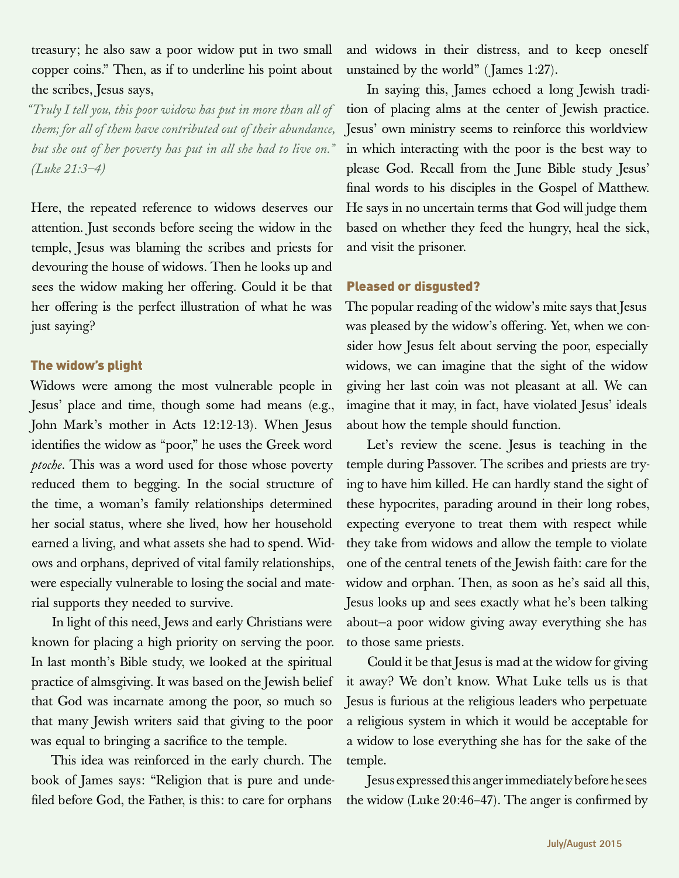treasury; he also saw a poor widow put in two small copper coins." Then, as if to underline his point about the scribes, Jesus says,

> *"Truly I tell you, this poor widow has put in more than all of them; for all of them have contributed out of their abundance, but she out of her poverty has put in all she had to live on." (Luke 21:3–4)*

Here, the repeated reference to widows deserves our attention. Just seconds before seeing the widow in the temple, Jesus was blaming the scribes and priests for devouring the house of widows. Then he looks up and sees the widow making her offering. Could it be that her offering is the perfect illustration of what he was just saying?

### The widow's plight

Widows were among the most vulnerable people in Jesus' place and time, though some had means (e.g., John Mark's mother in Acts 12:12-13). When Jesus identifies the widow as "poor," he uses the Greek word *ptoche*. This was a word used for those whose poverty reduced them to begging. In the social structure of the time, a woman's family relationships determined her social status, where she lived, how her household earned a living, and what assets she had to spend. Widows and orphans, deprived of vital family relationships, were especially vulnerable to losing the social and material supports they needed to survive.

In light of this need, Jews and early Christians were known for placing a high priority on serving the poor. In last month's Bible study, we looked at the spiritual practice of almsgiving. It was based on the Jewish belief that God was incarnate among the poor, so much so that many Jewish writers said that giving to the poor was equal to bringing a sacrifice to the temple.

This idea was reinforced in the early church. The book of James says: "Religion that is pure and undefiled before God, the Father, is this: to care for orphans and widows in their distress, and to keep oneself unstained by the world" (James 1:27).

In saying this, James echoed a long Jewish tradition of placing alms at the center of Jewish practice. Jesus' own ministry seems to reinforce this worldview in which interacting with the poor is the best way to please God. Recall from the June Bible study Jesus' final words to his disciples in the Gospel of Matthew. He says in no uncertain terms that God will judge them based on whether they feed the hungry, heal the sick, and visit the prisoner.

### Pleased or disgusted?

The popular reading of the widow's mite says that Jesus was pleased by the widow's offering. Yet, when we consider how Jesus felt about serving the poor, especially widows, we can imagine that the sight of the widow giving her last coin was not pleasant at all. We can imagine that it may, in fact, have violated Jesus' ideals about how the temple should function.

Let's review the scene. Jesus is teaching in the temple during Passover. The scribes and priests are trying to have him killed. He can hardly stand the sight of these hypocrites, parading around in their long robes, expecting everyone to treat them with respect while they take from widows and allow the temple to violate one of the central tenets of the Jewish faith: care for the widow and orphan. Then, as soon as he's said all this, Jesus looks up and sees exactly what he's been talking about—a poor widow giving away everything she has to those same priests.

Could it be that Jesus is mad at the widow for giving it away? We don't know. What Luke tells us is that Jesus is furious at the religious leaders who perpetuate a religious system in which it would be acceptable for a widow to lose everything she has for the sake of the temple.

Jesus expressed this anger immediately before he sees the widow (Luke 20:46–47). The anger is confirmed by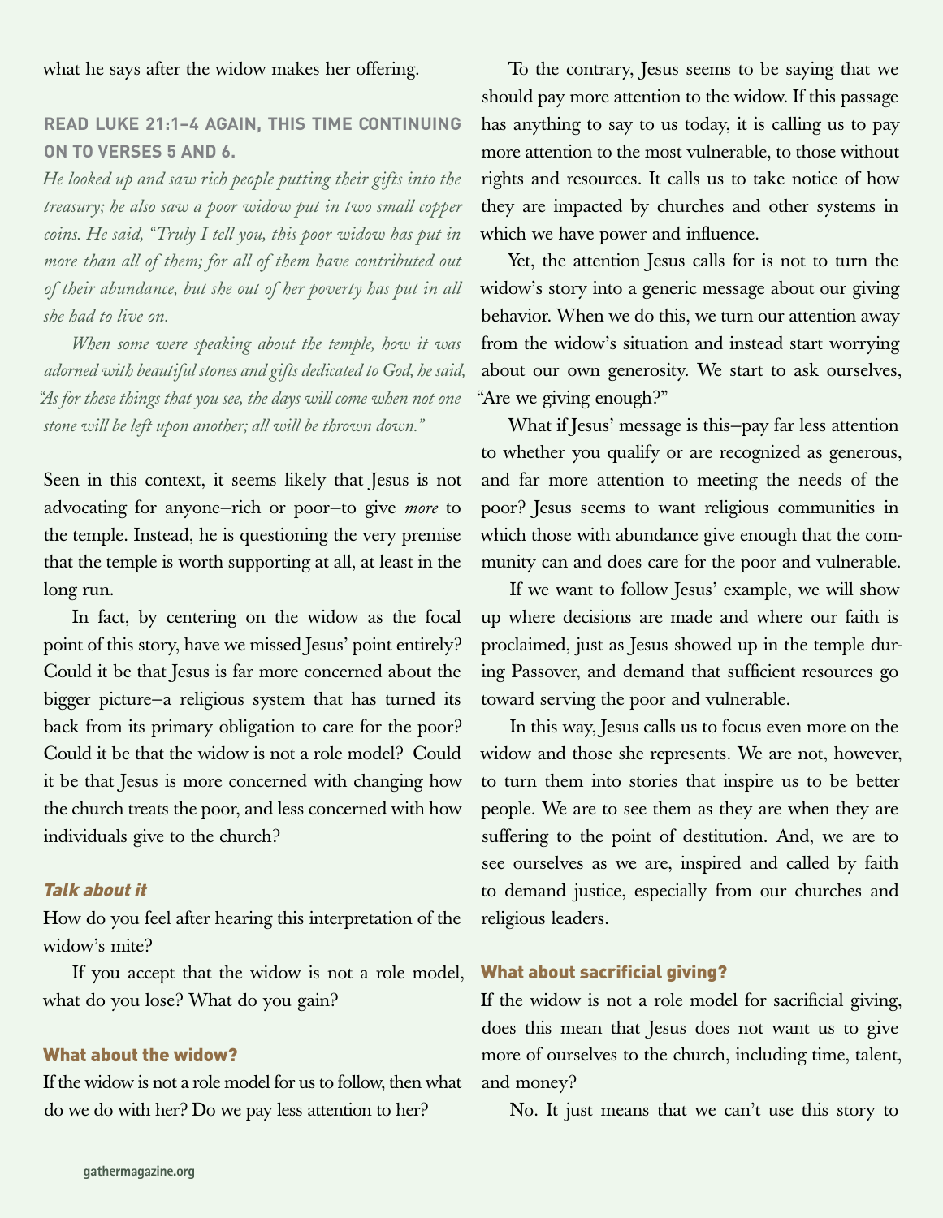what he says after the widow makes her offering.

### READ LUKE 21:1–4 AGAIN, THIS TIME CONTINUING ON TO VERSES 5 AND 6.

*He looked up and saw rich people putting their gifts into the treasury; he also saw a poor widow put in two small copper coins. He said, "Truly I tell you, this poor widow has put in more than all of them; for all of them have contributed out of their abundance, but she out of her poverty has put in all she had to live on.*

*When some were speaking about the temple, how it was adorned with beautiful stones and gifts dedicated to God, he said, "As for these things that you see, the days will come when not one stone will be left upon another; all will be thrown down."*

Seen in this context, it seems likely that Jesus is not advocating for anyone—rich or poor—to give *more* to the temple. Instead, he is questioning the very premise that the temple is worth supporting at all, at least in the long run.

In fact, by centering on the widow as the focal point of this story, have we missed Jesus' point entirely? Could it be that Jesus is far more concerned about the bigger picture—a religious system that has turned its back from its primary obligation to care for the poor? Could it be that the widow is not a role model? Could it be that Jesus is more concerned with changing how the church treats the poor, and less concerned with how individuals give to the church?

### *Talk about it*

How do you feel after hearing this interpretation of the widow's mite?

If you accept that the widow is not a role model, what do you lose? What do you gain?

### What about the widow?

If the widow is not a role model for us to follow, then what do we do with her? Do we pay less attention to her?

To the contrary, Jesus seems to be saying that we should pay more attention to the widow. If this passage has anything to say to us today, it is calling us to pay more attention to the most vulnerable, to those without rights and resources. It calls us to take notice of how they are impacted by churches and other systems in which we have power and influence.

Yet, the attention Jesus calls for is not to turn the widow's story into a generic message about our giving behavior. When we do this, we turn our attention away from the widow's situation and instead start worrying about our own generosity. We start to ask ourselves, "Are we giving enough?"

What if Jesus' message is this—pay far less attention to whether you qualify or are recognized as generous, and far more attention to meeting the needs of the poor? Jesus seems to want religious communities in which those with abundance give enough that the community can and does care for the poor and vulnerable.

If we want to follow Jesus' example, we will show up where decisions are made and where our faith is proclaimed, just as Jesus showed up in the temple during Passover, and demand that sufficient resources go toward serving the poor and vulnerable.

In this way, Jesus calls us to focus even more on the widow and those she represents. We are not, however, to turn them into stories that inspire us to be better people. We are to see them as they are when they are suffering to the point of destitution. And, we are to see ourselves as we are, inspired and called by faith to demand justice, especially from our churches and religious leaders.

### What about sacrificial giving?

If the widow is not a role model for sacrificial giving, does this mean that Jesus does not want us to give more of ourselves to the church, including time, talent, and money?

No. It just means that we can't use this story to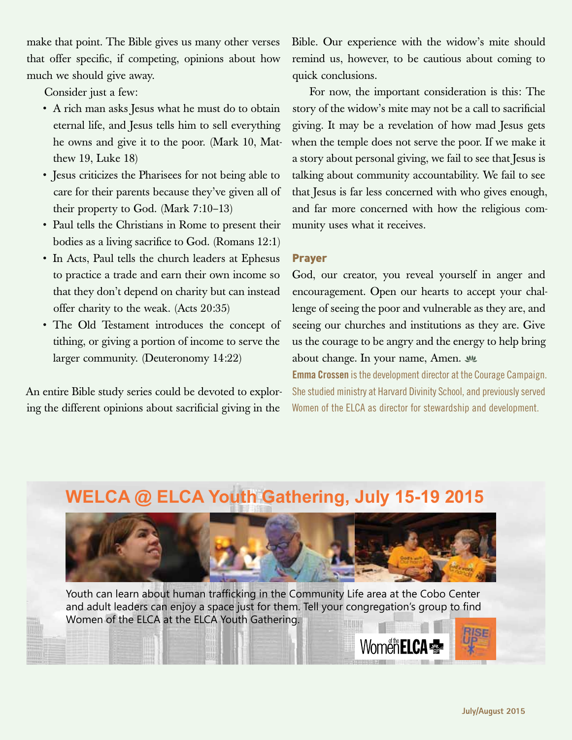make that point. The Bible gives us many other verses that offer specific, if competing, opinions about how much we should give away.

Consider just a few:

- A rich man asks Jesus what he must do to obtain eternal life, and Jesus tells him to sell everything he owns and give it to the poor. (Mark 10, Matthew 19, Luke 18)
- Jesus criticizes the Pharisees for not being able to care for their parents because they've given all of their property to God. (Mark 7:10–13)
- Paul tells the Christians in Rome to present their bodies as a living sacrifice to God. (Romans 12:1)
- In Acts, Paul tells the church leaders at Ephesus to practice a trade and earn their own income so that they don't depend on charity but can instead offer charity to the weak. (Acts 20:35)
- The Old Testament introduces the concept of tithing, or giving a portion of income to serve the larger community. (Deuteronomy 14:22)

An entire Bible study series could be devoted to exploring the different opinions about sacrificial giving in the Bible. Our experience with the widow's mite should remind us, however, to be cautious about coming to quick conclusions.

For now, the important consideration is this: The story of the widow's mite may not be a call to sacrificial giving. It may be a revelation of how mad Jesus gets when the temple does not serve the poor. If we make it a story about personal giving, we fail to see that Jesus is talking about community accountability. We fail to see that Jesus is far less concerned with who gives enough, and far more concerned with how the religious community uses what it receives.

### Prayer

God, our creator, you reveal yourself in anger and encouragement. Open our hearts to accept your challenge of seeing the poor and vulnerable as they are, and seeing our churches and institutions as they are. Give us the courage to be angry and the energy to help bring about change. In your name, Amen.

**Emma Crossen** is the development director at the Courage Campaign. She studied ministry at Harvard Divinity School, and previously served Women of the ELCA as director for stewardship and development.

## WELCA @ ELCA Youth Gathering, July 15-19 2015

Youth can learn about human trafficking in the Community Life area at the Cobo Center and adult leaders can enjoy a space just for them. Tell your congregation's group to find Women of the ELCA at the ELCA Youth Gathering.

Women of the ELCA

RISE UP